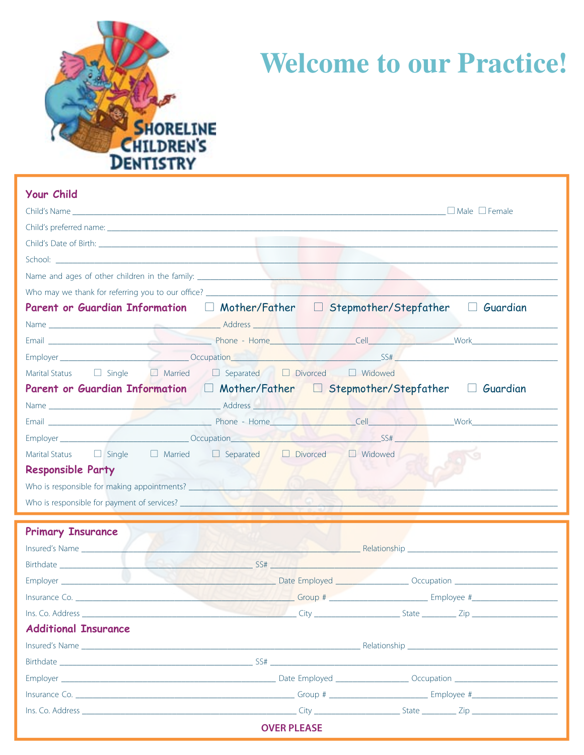Shoreline Children's Dentistry

# Welcome to our Practice!

## Your Child

Child's Name ______________________________ ☐ Male ☐ Female

Child's preferred name: ______________________________

Child's Date of Birth: ______________________________

School: ______________________________

Name and ages of other children in the family: ______________________________

Who may we thank for referring you to our office? ______________________________

## Parent or Guardian Information ☐ Mother/Father ☐ Stepmother/Stepfather ☐ Guardian

Name ______________ Address ______________

Email ______________ Phone - Home ______________ Cell ______________ Work ______________

Employer ______________ Occupation ______________ SS# ______________

Marital Status ☐ Single ☐ Married ☐ Separated ☐ Divorced ☐ Widowed

## Parent or Guardian Information ☐ Mother/Father ☐ Stepmother/Stepfather ☐ Guardian

Name ______________ Address ______________

Email ______________ Phone - Home ______________ Cell ______________ Work ______________

Employer ______________ Occupation ______________ SS# ______________

Marital Status ☐ Single ☐ Married ☐ Separated ☐ Divorced ☐ Widowed

## Responsible Party

Who is responsible for making appointments? ______________________________

Who is responsible for payment of services? ______________________________

## Primary Insurance

Insured's Name ______________ Relationship ______________

Birthdate ______________ SS# ______________

Employer ______________ Date Employed ______________ Occupation ______________

Insurance Co. ______________ Group # ______________ Employee # ______________

Ins. Co. Address ______________ City ______________ State ________ Zip ______________

## Additional Insurance

Insured's Name ______________ Relationship ______________

Birthdate ______________ SS# ______________

Employer ______________ Date Employed ______________ Occupation ______________

Insurance Co. ______________ Group # ______________ Employee # ______________

Ins. Co. Address ______________ City ______________ State ________ Zip ______________

**OVER PLEASE**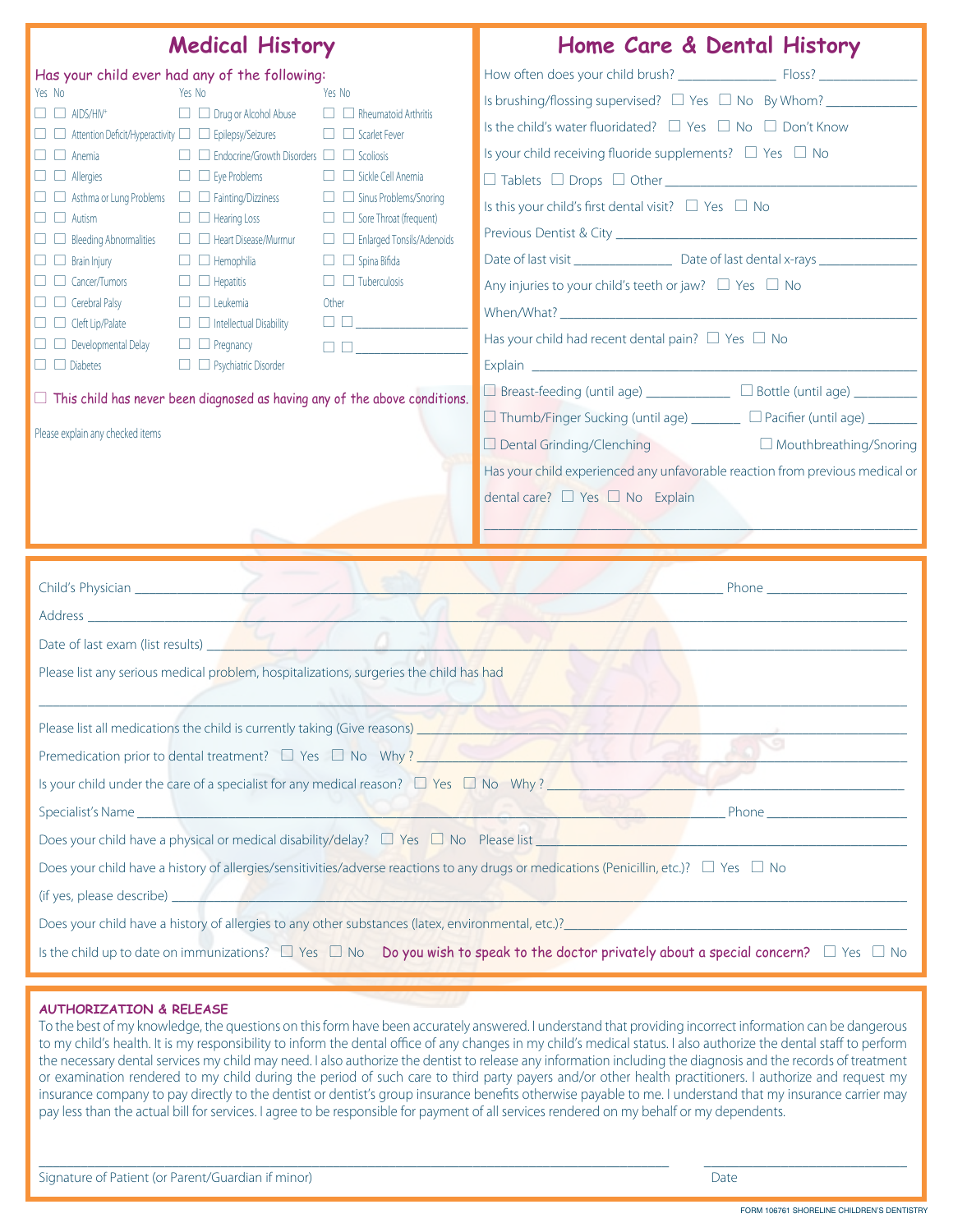## Medical History

Has your child ever had any of the following:

| Yes | No | Condition | Yes | No | Condition | Yes | No | Condition |
|---|---|---|---|---|---|---|---|---|
| ☐ | ☐ | AIDS/HIV+ | ☐ | ☐ | Drug or Alcohol Abuse | ☐ | ☐ | Rheumatoid Arthritis |
| ☐ | ☐ | Attention Deficit/Hyperactivity | ☐ | ☐ | Epilepsy/Seizures | ☐ | ☐ | Scarlet Fever |
| ☐ | ☐ | Anemia | ☐ | ☐ | Endocrine/Growth Disorders | ☐ | ☐ | Scoliosis |
| ☐ | ☐ | Allergies | ☐ | ☐ | Eye Problems | ☐ | ☐ | Sickle Cell Anemia |
| ☐ | ☐ | Asthma or Lung Problems | ☐ | ☐ | Fainting/Dizziness | ☐ | ☐ | Sinus Problems/Snoring |
| ☐ | ☐ | Autism | ☐ | ☐ | Hearing Loss | ☐ | ☐ | Sore Throat (frequent) |
| ☐ | ☐ | Bleeding Abnormalities | ☐ | ☐ | Heart Disease/Murmur | ☐ | ☐ | Enlarged Tonsils/Adenoids |
| ☐ | ☐ | Brain Injury | ☐ | ☐ | Hemophilia | ☐ | ☐ | Spina Bifida |
| ☐ | ☐ | Cancer/Tumors | ☐ | ☐ | Hepatitis | ☐ | ☐ | Tuberculosis |
| ☐ | ☐ | Cerebral Palsy | ☐ | ☐ | Leukemia | | | Other |
| ☐ | ☐ | Cleft Lip/Palate | ☐ | ☐ | Intellectual Disability | ☐ | ☐ | ________________ |
| ☐ | ☐ | Developmental Delay | ☐ | ☐ | Pregnancy | ☐ | ☐ | ________________ |
| ☐ | ☐ | Diabetes | ☐ | ☐ | Psychiatric Disorder | | | |

☐ This child has never been diagnosed as having any of the above conditions.

Please explain any checked items

## Home Care & Dental History

How often does your child brush? ______________ Floss? ______________

Is brushing/flossing supervised? ☐ Yes ☐ No By Whom? ____________

Is the child's water fluoridated? ☐ Yes ☐ No ☐ Don't Know

Is your child receiving fluoride supplements? ☐ Yes ☐ No

☐ Tablets ☐ Drops ☐ Other ________________________________

Is this your child's first dental visit? ☐ Yes ☐ No

Previous Dentist & City ________________________________________

Date of last visit ______________ Date of last dental x-rays ______________

Any injuries to your child's teeth or jaw? ☐ Yes ☐ No

When/What? ____________________________________________________

Has your child had recent dental pain? ☐ Yes ☐ No

Explain ________________________________________________________

☐ Breast-feeding (until age) ____________ ☐ Bottle (until age) ________

☐ Thumb/Finger Sucking (until age) _______ ☐ Pacifier (until age) _______

☐ Dental Grinding/Clenching ☐ Mouthbreathing/Snoring

Has your child experienced any unfavorable reaction from previous medical or dental care? ☐ Yes ☐ No Explain

________________________________________________________________

---

Child's Physician ________________________________________________ Phone ____________________

Address ________________________________________________________________________________

Date of last exam (list results) ___________________________________________________________

Please list any serious medical problem, hospitalizations, surgeries the child has had

________________________________________________________________________________________

Please list all medications the child is currently taking (Give reasons) _________________________

Premedication prior to dental treatment? ☐ Yes ☐ No Why ? ____________________________

Is your child under the care of a specialist for any medical reason? ☐ Yes ☐ No Why ? ____________

Specialist's Name ________________________________________________ Phone ____________________

Does your child have a physical or medical disability/delay? ☐ Yes ☐ No Please list ______________

Does your child have a history of allergies/sensitivities/adverse reactions to any drugs or medications (Penicillin, etc.)? ☐ Yes ☐ No

(if yes, please describe) _________________________________________________________________

Does your child have a history of allergies to any other substances (latex, environmental, etc.)?________

Is the child up to date on immunizations? ☐ Yes ☐ No **Do you wish to speak to the doctor privately about a special concern?** ☐ Yes ☐ No

---

**AUTHORIZATION & RELEASE**

To the best of my knowledge, the questions on this form have been accurately answered. I understand that providing incorrect information can be dangerous to my child's health. It is my responsibility to inform the dental office of any changes in my child's medical status. I also authorize the dental staff to perform the necessary dental services my child may need. I also authorize the dentist to release any information including the diagnosis and the records of treatment or examination rendered to my child during the period of such care to third party payers and/or other health practitioners. I authorize and request my insurance company to pay directly to the dentist or dentist's group insurance benefits otherwise payable to me. I understand that my insurance carrier may pay less than the actual bill for services. I agree to be responsible for payment of all services rendered on my behalf or my dependents.

________________________________________________________________ ____________________

Signature of Patient (or Parent/Guardian if minor) Date

FORM 106761 SHORELINE CHILDREN'S DENTISTRY